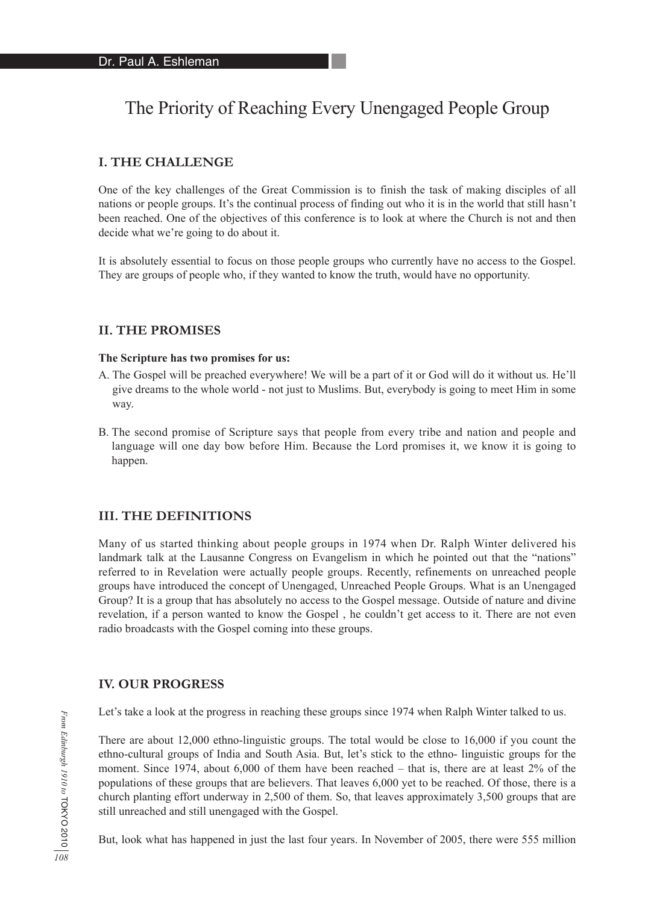Dr. Paul A. Eshleman

# The Priority of Reaching Every Unengaged People Group

## I. THE CHALLENGE

One of the key challenges of the Great Commission is to finish the task of making disciples of all nations or people groups. It's the continual process of finding out who it is in the world that still hasn't been reached. One of the objectives of this conference is to look at where the Church is not and then decide what we're going to do about it.

It is absolutely essential to focus on those people groups who currently have no access to the Gospel. They are groups of people who, if they wanted to know the truth, would have no opportunity.

## II. THE PROMISES

**The Scripture has two promises for us:**

A. The Gospel will be preached everywhere! We will be a part of it or God will do it without us. He'll give dreams to the whole world - not just to Muslims. But, everybody is going to meet Him in some way.

B. The second promise of Scripture says that people from every tribe and nation and people and language will one day bow before Him. Because the Lord promises it, we know it is going to happen.

## III. THE DEFINITIONS

Many of us started thinking about people groups in 1974 when Dr. Ralph Winter delivered his landmark talk at the Lausanne Congress on Evangelism in which he pointed out that the "nations" referred to in Revelation were actually people groups. Recently, refinements on unreached people groups have introduced the concept of Unengaged, Unreached People Groups. What is an Unengaged Group? It is a group that has absolutely no access to the Gospel message. Outside of nature and divine revelation, if a person wanted to know the Gospel , he couldn't get access to it. There are not even radio broadcasts with the Gospel coming into these groups.

## IV. OUR PROGRESS

Let's take a look at the progress in reaching these groups since 1974 when Ralph Winter talked to us.

There are about 12,000 ethno-linguistic groups. The total would be close to 16,000 if you count the ethno-cultural groups of India and South Asia. But, let's stick to the ethno- linguistic groups for the moment. Since 1974, about 6,000 of them have been reached – that is, there are at least 2% of the populations of these groups that are believers. That leaves 6,000 yet to be reached. Of those, there is a church planting effort underway in 2,500 of them. So, that leaves approximately 3,500 groups that are still unreached and still unengaged with the Gospel.

But, look what has happened in just the last four years. In November of 2005, there were 555 million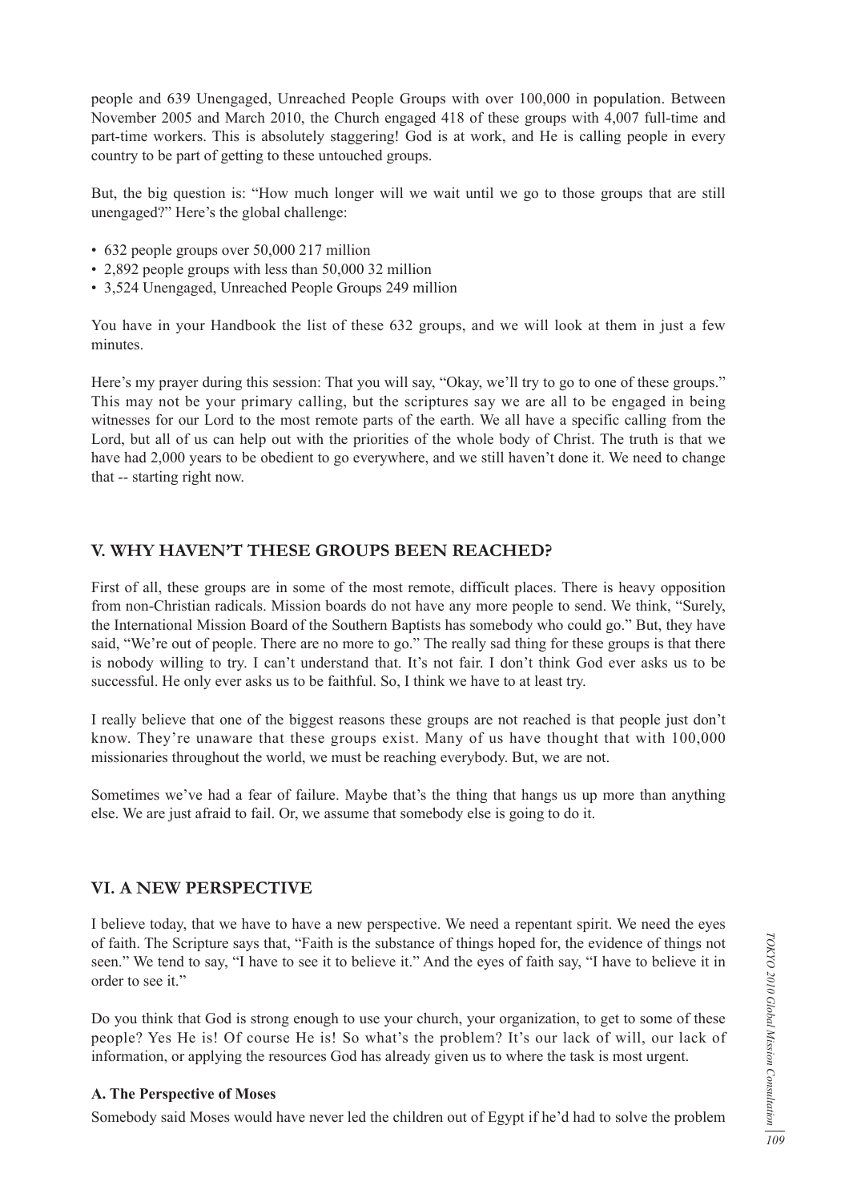people and 639 Unengaged, Unreached People Groups with over 100,000 in population. Between November 2005 and March 2010, the Church engaged 418 of these groups with 4,007 full-time and part-time workers. This is absolutely staggering! God is at work, and He is calling people in every country to be part of getting to these untouched groups.

But, the big question is: "How much longer will we wait until we go to those groups that are still unengaged?" Here's the global challenge:

- 632 people groups over 50,000 217 million
- 2,892 people groups with less than 50,000 32 million
- 3,524 Unengaged, Unreached People Groups 249 million

You have in your Handbook the list of these 632 groups, and we will look at them in just a few minutes.

Here's my prayer during this session: That you will say, "Okay, we'll try to go to one of these groups." This may not be your primary calling, but the scriptures say we are all to be engaged in being witnesses for our Lord to the most remote parts of the earth. We all have a specific calling from the Lord, but all of us can help out with the priorities of the whole body of Christ. The truth is that we have had 2,000 years to be obedient to go everywhere, and we still haven't done it. We need to change that -- starting right now.

## V. WHY HAVEN'T THESE GROUPS BEEN REACHED?

First of all, these groups are in some of the most remote, difficult places. There is heavy opposition from non-Christian radicals. Mission boards do not have any more people to send. We think, "Surely, the International Mission Board of the Southern Baptists has somebody who could go." But, they have said, "We're out of people. There are no more to go." The really sad thing for these groups is that there is nobody willing to try. I can't understand that. It's not fair. I don't think God ever asks us to be successful. He only ever asks us to be faithful. So, I think we have to at least try.

I really believe that one of the biggest reasons these groups are not reached is that people just don't know. They're unaware that these groups exist. Many of us have thought that with 100,000 missionaries throughout the world, we must be reaching everybody. But, we are not.

Sometimes we've had a fear of failure. Maybe that's the thing that hangs us up more than anything else. We are just afraid to fail. Or, we assume that somebody else is going to do it.

## VI. A NEW PERSPECTIVE

I believe today, that we have to have a new perspective. We need a repentant spirit. We need the eyes of faith. The Scripture says that, "Faith is the substance of things hoped for, the evidence of things not seen." We tend to say, "I have to see it to believe it." And the eyes of faith say, "I have to believe it in order to see it."

Do you think that God is strong enough to use your church, your organization, to get to some of these people? Yes He is! Of course He is! So what's the problem? It's our lack of will, our lack of information, or applying the resources God has already given us to where the task is most urgent.

### A. The Perspective of Moses

Somebody said Moses would have never led the children out of Egypt if he'd had to solve the problem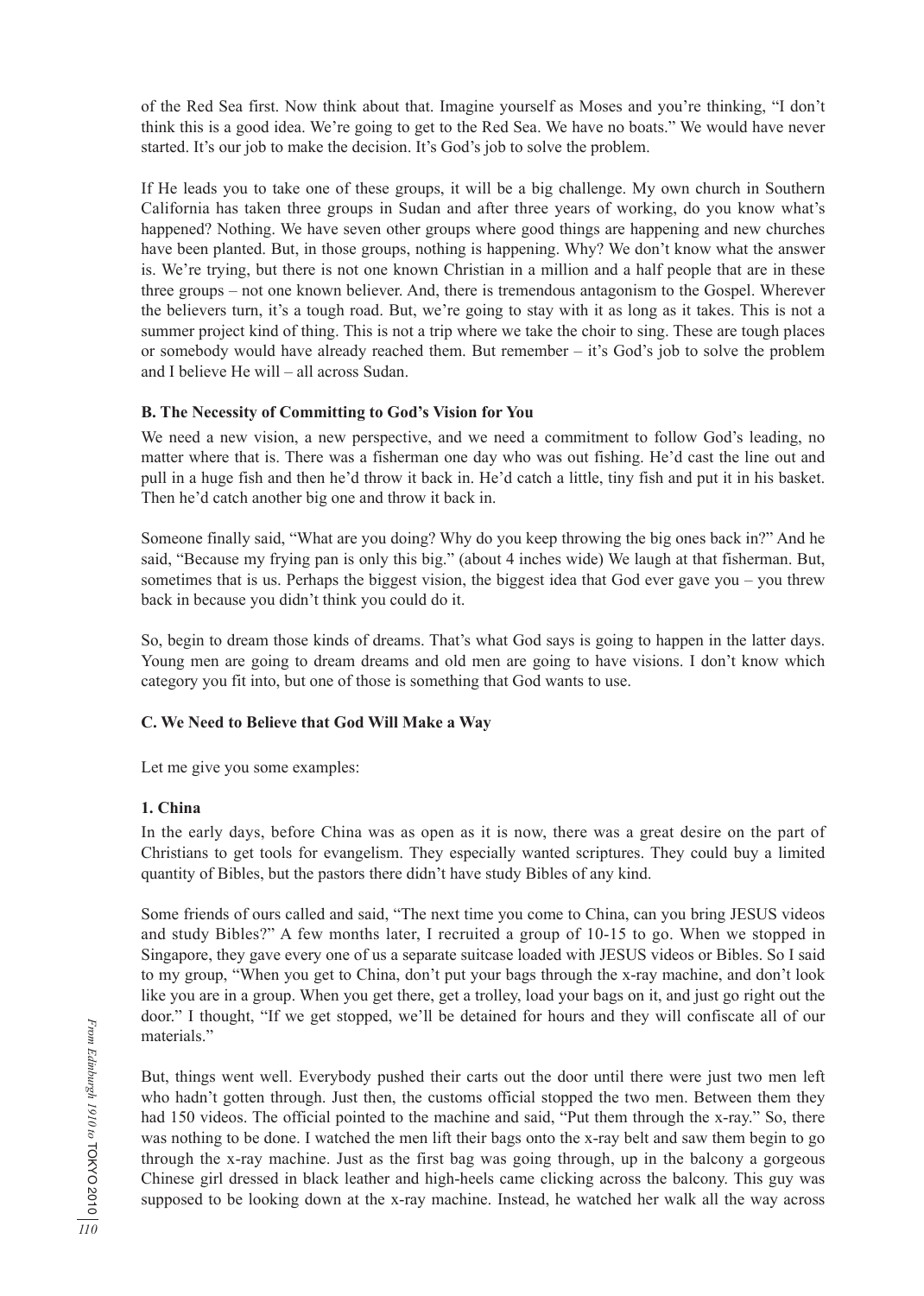of the Red Sea first. Now think about that. Imagine yourself as Moses and you're thinking, "I don't think this is a good idea. We're going to get to the Red Sea. We have no boats." We would have never started. It's our job to make the decision. It's God's job to solve the problem.

If He leads you to take one of these groups, it will be a big challenge. My own church in Southern California has taken three groups in Sudan and after three years of working, do you know what's happened? Nothing. We have seven other groups where good things are happening and new churches have been planted. But, in those groups, nothing is happening. Why? We don't know what the answer is. We're trying, but there is not one known Christian in a million and a half people that are in these three groups – not one known believer. And, there is tremendous antagonism to the Gospel. Wherever the believers turn, it's a tough road. But, we're going to stay with it as long as it takes. This is not a summer project kind of thing. This is not a trip where we take the choir to sing. These are tough places or somebody would have already reached them. But remember – it's God's job to solve the problem and I believe He will – all across Sudan.

**B. The Necessity of Committing to God's Vision for You**

We need a new vision, a new perspective, and we need a commitment to follow God's leading, no matter where that is. There was a fisherman one day who was out fishing. He'd cast the line out and pull in a huge fish and then he'd throw it back in. He'd catch a little, tiny fish and put it in his basket. Then he'd catch another big one and throw it back in.

Someone finally said, "What are you doing? Why do you keep throwing the big ones back in?" And he said, "Because my frying pan is only this big." (about 4 inches wide) We laugh at that fisherman. But, sometimes that is us. Perhaps the biggest vision, the biggest idea that God ever gave you – you threw back in because you didn't think you could do it.

So, begin to dream those kinds of dreams. That's what God says is going to happen in the latter days. Young men are going to dream dreams and old men are going to have visions. I don't know which category you fit into, but one of those is something that God wants to use.

**C. We Need to Believe that God Will Make a Way**

Let me give you some examples:

**1. China**

In the early days, before China was as open as it is now, there was a great desire on the part of Christians to get tools for evangelism. They especially wanted scriptures. They could buy a limited quantity of Bibles, but the pastors there didn't have study Bibles of any kind.

Some friends of ours called and said, "The next time you come to China, can you bring JESUS videos and study Bibles?" A few months later, I recruited a group of 10-15 to go. When we stopped in Singapore, they gave every one of us a separate suitcase loaded with JESUS videos or Bibles. So I said to my group, "When you get to China, don't put your bags through the x-ray machine, and don't look like you are in a group. When you get there, get a trolley, load your bags on it, and just go right out the door." I thought, "If we get stopped, we'll be detained for hours and they will confiscate all of our materials."

But, things went well. Everybody pushed their carts out the door until there were just two men left who hadn't gotten through. Just then, the customs official stopped the two men. Between them they had 150 videos. The official pointed to the machine and said, "Put them through the x-ray." So, there was nothing to be done. I watched the men lift their bags onto the x-ray belt and saw them begin to go through the x-ray machine. Just as the first bag was going through, up in the balcony a gorgeous Chinese girl dressed in black leather and high-heels came clicking across the balcony. This guy was supposed to be looking down at the x-ray machine. Instead, he watched her walk all the way across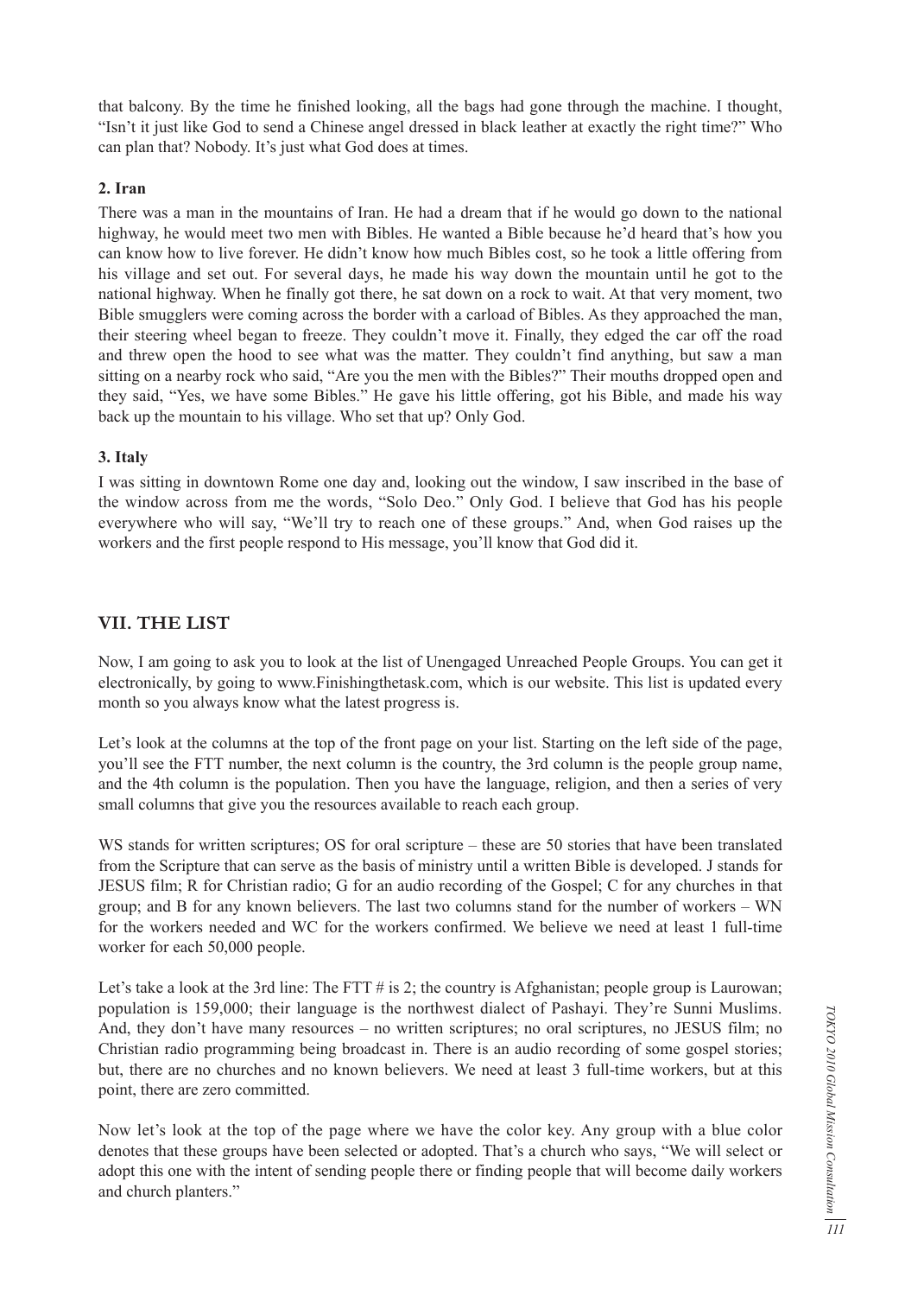that balcony. By the time he finished looking, all the bags had gone through the machine. I thought, "Isn't it just like God to send a Chinese angel dressed in black leather at exactly the right time?" Who can plan that? Nobody. It's just what God does at times.

**2. Iran**

There was a man in the mountains of Iran. He had a dream that if he would go down to the national highway, he would meet two men with Bibles. He wanted a Bible because he'd heard that's how you can know how to live forever. He didn't know how much Bibles cost, so he took a little offering from his village and set out. For several days, he made his way down the mountain until he got to the national highway. When he finally got there, he sat down on a rock to wait. At that very moment, two Bible smugglers were coming across the border with a carload of Bibles. As they approached the man, their steering wheel began to freeze. They couldn't move it. Finally, they edged the car off the road and threw open the hood to see what was the matter. They couldn't find anything, but saw a man sitting on a nearby rock who said, "Are you the men with the Bibles?" Their mouths dropped open and they said, "Yes, we have some Bibles." He gave his little offering, got his Bible, and made his way back up the mountain to his village. Who set that up? Only God.

**3. Italy**

I was sitting in downtown Rome one day and, looking out the window, I saw inscribed in the base of the window across from me the words, "Solo Deo." Only God. I believe that God has his people everywhere who will say, "We'll try to reach one of these groups." And, when God raises up the workers and the first people respond to His message, you'll know that God did it.

## VII. THE LIST

Now, I am going to ask you to look at the list of Unengaged Unreached People Groups. You can get it electronically, by going to www.Finishingthetask.com, which is our website. This list is updated every month so you always know what the latest progress is.

Let's look at the columns at the top of the front page on your list. Starting on the left side of the page, you'll see the FTT number, the next column is the country, the 3rd column is the people group name, and the 4th column is the population. Then you have the language, religion, and then a series of very small columns that give you the resources available to reach each group.

WS stands for written scriptures; OS for oral scripture – these are 50 stories that have been translated from the Scripture that can serve as the basis of ministry until a written Bible is developed. J stands for JESUS film; R for Christian radio; G for an audio recording of the Gospel; C for any churches in that group; and B for any known believers. The last two columns stand for the number of workers – WN for the workers needed and WC for the workers confirmed. We believe we need at least 1 full-time worker for each 50,000 people.

Let's take a look at the 3rd line: The FTT # is 2; the country is Afghanistan; people group is Laurowan; population is 159,000; their language is the northwest dialect of Pashayi. They're Sunni Muslims. And, they don't have many resources – no written scriptures; no oral scriptures, no JESUS film; no Christian radio programming being broadcast in. There is an audio recording of some gospel stories; but, there are no churches and no known believers. We need at least 3 full-time workers, but at this point, there are zero committed.

Now let's look at the top of the page where we have the color key. Any group with a blue color denotes that these groups have been selected or adopted. That's a church who says, "We will select or adopt this one with the intent of sending people there or finding people that will become daily workers and church planters."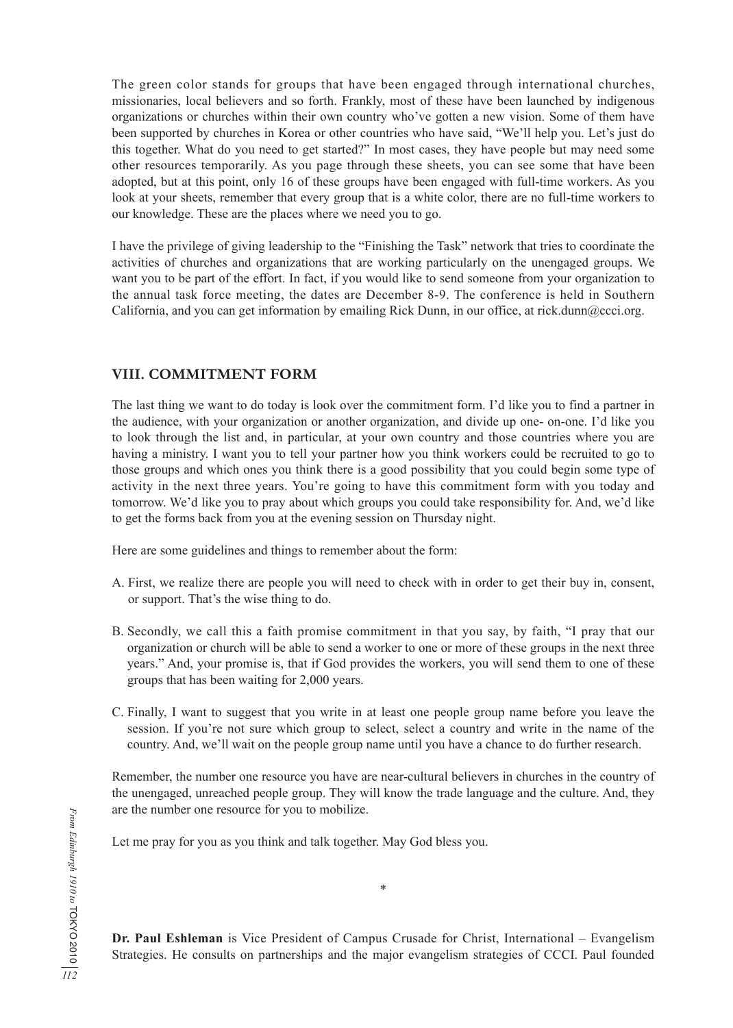The green color stands for groups that have been engaged through international churches, missionaries, local believers and so forth. Frankly, most of these have been launched by indigenous organizations or churches within their own country who've gotten a new vision. Some of them have been supported by churches in Korea or other countries who have said, "We'll help you. Let's just do this together. What do you need to get started?" In most cases, they have people but may need some other resources temporarily. As you page through these sheets, you can see some that have been adopted, but at this point, only 16 of these groups have been engaged with full-time workers. As you look at your sheets, remember that every group that is a white color, there are no full-time workers to our knowledge. These are the places where we need you to go.

I have the privilege of giving leadership to the "Finishing the Task" network that tries to coordinate the activities of churches and organizations that are working particularly on the unengaged groups. We want you to be part of the effort. In fact, if you would like to send someone from your organization to the annual task force meeting, the dates are December 8-9. The conference is held in Southern California, and you can get information by emailing Rick Dunn, in our office, at rick.dunn@ccci.org.

## VIII. COMMITMENT FORM

The last thing we want to do today is look over the commitment form. I'd like you to find a partner in the audience, with your organization or another organization, and divide up one- on-one. I'd like you to look through the list and, in particular, at your own country and those countries where you are having a ministry. I want you to tell your partner how you think workers could be recruited to go to those groups and which ones you think there is a good possibility that you could begin some type of activity in the next three years. You're going to have this commitment form with you today and tomorrow. We'd like you to pray about which groups you could take responsibility for. And, we'd like to get the forms back from you at the evening session on Thursday night.

Here are some guidelines and things to remember about the form:

A. First, we realize there are people you will need to check with in order to get their buy in, consent, or support. That's the wise thing to do.

B. Secondly, we call this a faith promise commitment in that you say, by faith, "I pray that our organization or church will be able to send a worker to one or more of these groups in the next three years." And, your promise is, that if God provides the workers, you will send them to one of these groups that has been waiting for 2,000 years.

C. Finally, I want to suggest that you write in at least one people group name before you leave the session. If you're not sure which group to select, select a country and write in the name of the country. And, we'll wait on the people group name until you have a chance to do further research.

Remember, the number one resource you have are near-cultural believers in churches in the country of the unengaged, unreached people group. They will know the trade language and the culture. And, they are the number one resource for you to mobilize.

Let me pray for you as you think and talk together. May God bless you.

*

**Dr. Paul Eshleman** is Vice President of Campus Crusade for Christ, International – Evangelism Strategies. He consults on partnerships and the major evangelism strategies of CCCI. Paul founded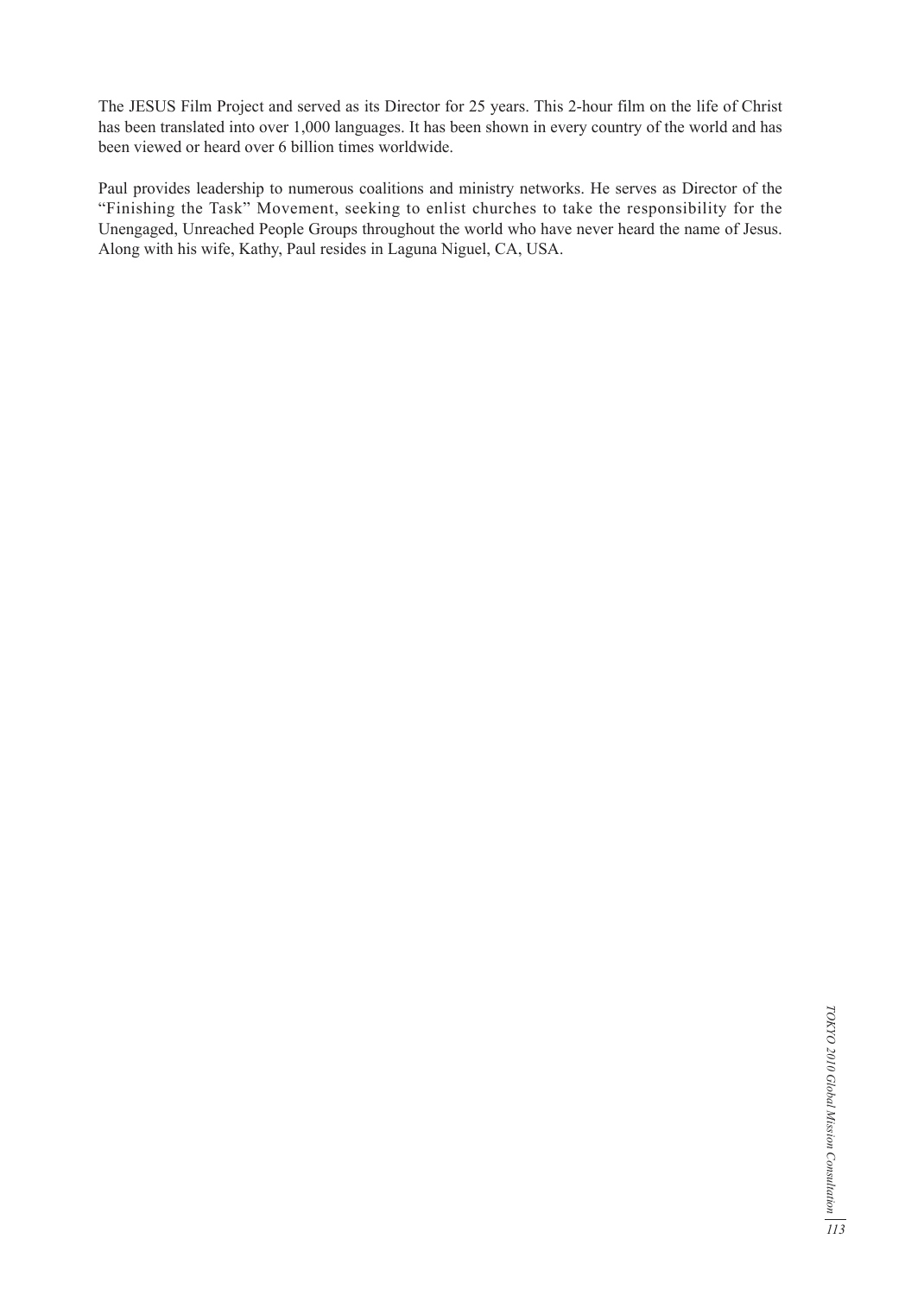The JESUS Film Project and served as its Director for 25 years. This 2-hour film on the life of Christ has been translated into over 1,000 languages. It has been shown in every country of the world and has been viewed or heard over 6 billion times worldwide.

Paul provides leadership to numerous coalitions and ministry networks. He serves as Director of the "Finishing the Task" Movement, seeking to enlist churches to take the responsibility for the Unengaged, Unreached People Groups throughout the world who have never heard the name of Jesus. Along with his wife, Kathy, Paul resides in Laguna Niguel, CA, USA.